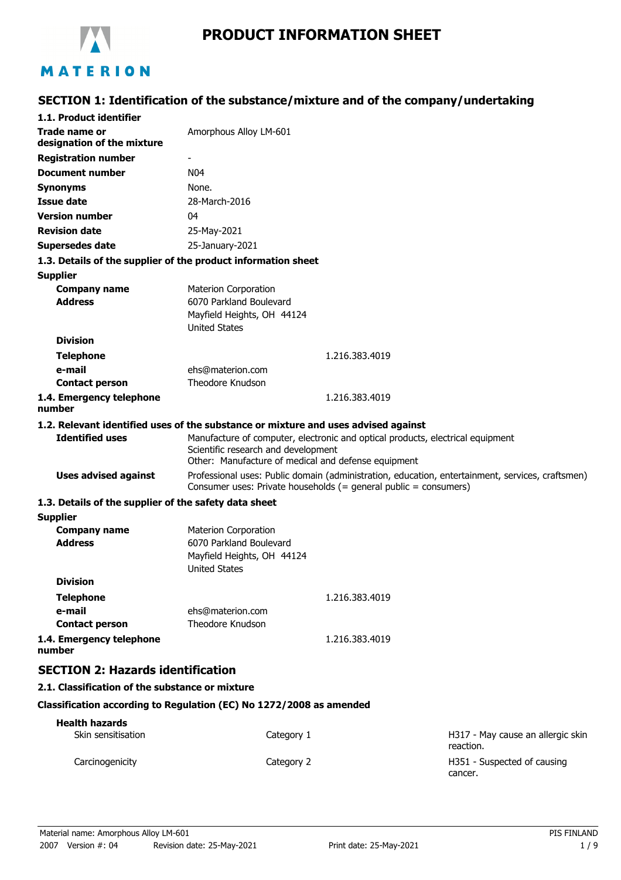# PRODUCT INFORMATION SHEET

## SECTION 1: Identification of the substance/mixture and of the company/undertaking

### 1.1. Product identifier

| | |
|---|---|
| **Trade name or designation of the mixture** | Amorphous Alloy LM-601 |
| **Registration number** | - |
| **Document number** | N04 |
| **Synonyms** | None. |
| **Issue date** | 28-March-2016 |
| **Version number** | 04 |
| **Revision date** | 25-May-2021 |
| **Supersedes date** | 25-January-2021 |

### 1.3. Details of the supplier of the product information sheet

**Supplier**

| | |
|---|---|
| **Company name** | Materion Corporation |
| **Address** | 6070 Parkland Boulevard<br>Mayfield Heights, OH 44124<br>United States |
| **Division** | |
| **Telephone** | 1.216.383.4019 |
| **e-mail** | ehs@materion.com |
| **Contact person** | Theodore Knudson |
| **1.4. Emergency telephone number** | 1.216.383.4019 |

### 1.2. Relevant identified uses of the substance or mixture and uses advised against

| | |
|---|---|
| **Identified uses** | Manufacture of computer, electronic and optical products, electrical equipment<br>Scientific research and development<br>Other: Manufacture of medical and defense equipment |
| **Uses advised against** | Professional uses: Public domain (administration, education, entertainment, services, craftsmen)<br>Consumer uses: Private households (= general public = consumers) |

### 1.3. Details of the supplier of the safety data sheet

**Supplier**

| | |
|---|---|
| **Company name** | Materion Corporation |
| **Address** | 6070 Parkland Boulevard<br>Mayfield Heights, OH 44124<br>United States |
| **Division** | |
| **Telephone** | 1.216.383.4019 |
| **e-mail** | ehs@materion.com |
| **Contact person** | Theodore Knudson |
| **1.4. Emergency telephone number** | 1.216.383.4019 |

## SECTION 2: Hazards identification

### 2.1. Classification of the substance or mixture

**Classification according to Regulation (EC) No 1272/2008 as amended**

**Health hazards**

| | | |
|---|---|---|
| Skin sensitisation | Category 1 | H317 - May cause an allergic skin reaction. |
| Carcinogenicity | Category 2 | H351 - Suspected of causing cancer. |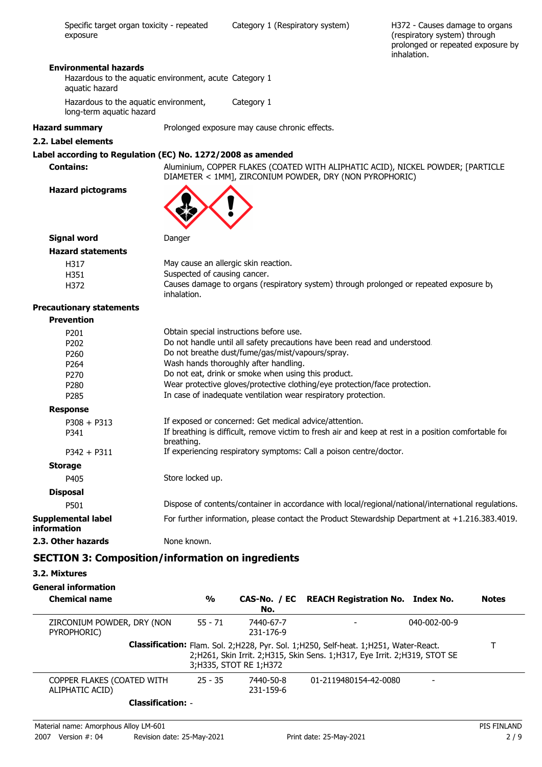| | | |
|---|---|---|
| Specific target organ toxicity - repeated exposure | Category 1 (Respiratory system) | H372 - Causes damage to organs (respiratory system) through prolonged or repeated exposure by inhalation. |

**Environmental hazards**

| | |
|---|---|
| Hazardous to the aquatic environment, acute aquatic hazard | Category 1 |
| Hazardous to the aquatic environment, long-term aquatic hazard | Category 1 |

**Hazard summary** Prolonged exposure may cause chronic effects.

### 2.2. Label elements

**Label according to Regulation (EC) No. 1272/2008 as amended**

**Contains:** Aluminium, COPPER FLAKES (COATED WITH ALIPHATIC ACID), NICKEL POWDER; [PARTICLE DIAMETER < 1MM], ZIRCONIUM POWDER, DRY (NON PYROPHORIC)

**Hazard pictograms**

**Signal word** Danger

**Hazard statements**

| | |
|---|---|
| H317 | May cause an allergic skin reaction. |
| H351 | Suspected of causing cancer. |
| H372 | Causes damage to organs (respiratory system) through prolonged or repeated exposure by inhalation. |

**Precautionary statements**

**Prevention**

| | |
|---|---|
| P201 | Obtain special instructions before use. |
| P202 | Do not handle until all safety precautions have been read and understood. |
| P260 | Do not breathe dust/fume/gas/mist/vapours/spray. |
| P264 | Wash hands thoroughly after handling. |
| P270 | Do not eat, drink or smoke when using this product. |
| P280 | Wear protective gloves/protective clothing/eye protection/face protection. |
| P285 | In case of inadequate ventilation wear respiratory protection. |

**Response**

| | |
|---|---|
| P308 + P313 | If exposed or concerned: Get medical advice/attention. |
| P341 | If breathing is difficult, remove victim to fresh air and keep at rest in a position comfortable for breathing. |
| P342 + P311 | If experiencing respiratory symptoms: Call a poison centre/doctor. |

**Storage**

| | |
|---|---|
| P405 | Store locked up. |

**Disposal**

| | |
|---|---|
| P501 | Dispose of contents/container in accordance with local/regional/national/international regulations. |

**Supplemental label information** For further information, please contact the Product Stewardship Department at +1.216.383.4019.

**2.3. Other hazards** None known.

## SECTION 3: Composition/information on ingredients

### 3.2. Mixtures

**General information**

| Chemical name | % | CAS-No. / EC No. | REACH Registration No. | Index No. | Notes |
|---|---|---|---|---|---|
| ZIRCONIUM POWDER, DRY (NON PYROPHORIC) | 55 - 71 | 7440-67-7 231-176-9 | - | 040-002-00-9 | |
| | **Classification:** Flam. Sol. 2;H228, Pyr. Sol. 1;H250, Self-heat. 1;H251, Water-React. 2;H261, Skin Irrit. 2;H315, Skin Sens. 1;H317, Eye Irrit. 2;H319, STOT SE 3;H335, STOT RE 1;H372 | | | | T |
| COPPER FLAKES (COATED WITH ALIPHATIC ACID) | 25 - 35 | 7440-50-8 231-159-6 | 01-2119480154-42-0080 | - | |
| | **Classification:** - | | | | |

Material name: Amorphous Alloy LM-601
2007 Version #: 04 Revision date: 25-May-2021 Print date: 25-May-2021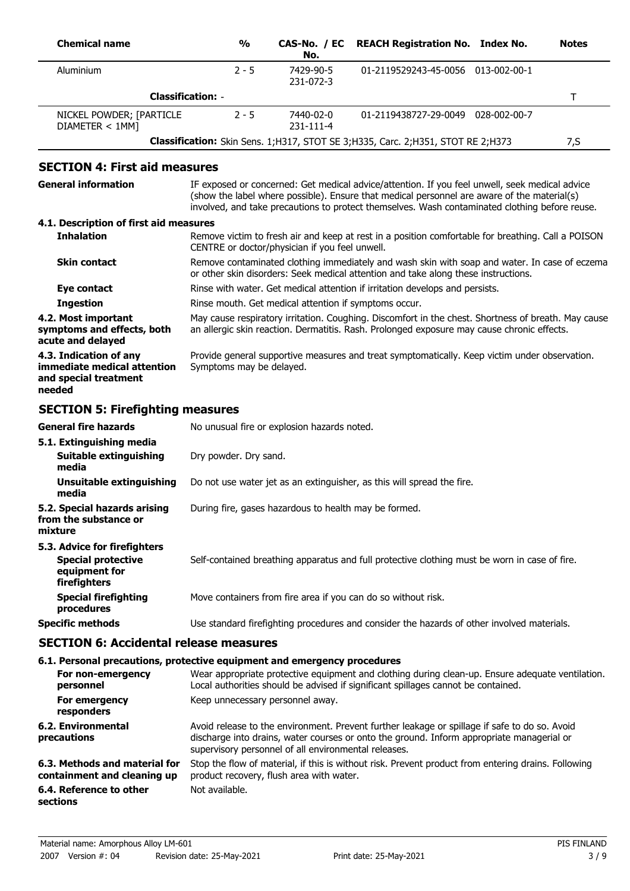| Chemical name | % | CAS-No. / EC No. | REACH Registration No. | Index No. | Notes |
|---|---|---|---|---|---|
| Aluminium | 2 - 5 | 7429-90-5<br>231-072-3 | 01-2119529243-45-0056 | 013-002-00-1 | |
| **Classification:** - | | | | | T |
| NICKEL POWDER; [PARTICLE DIAMETER < 1MM] | 2 - 5 | 7440-02-0<br>231-111-4 | 01-2119438727-29-0049 | 028-002-00-7 | |
| **Classification:** Skin Sens. 1;H317, STOT SE 3;H335, Carc. 2;H351, STOT RE 2;H373 | | | | | 7,S |

## SECTION 4: First aid measures

**General information**
IF exposed or concerned: Get medical advice/attention. If you feel unwell, seek medical advice (show the label where possible). Ensure that medical personnel are aware of the material(s) involved, and take precautions to protect themselves. Wash contaminated clothing before reuse.

### 4.1. Description of first aid measures

**Inhalation**
Remove victim to fresh air and keep at rest in a position comfortable for breathing. Call a POISON CENTRE or doctor/physician if you feel unwell.

**Skin contact**
Remove contaminated clothing immediately and wash skin with soap and water. In case of eczema or other skin disorders: Seek medical attention and take along these instructions.

**Eye contact**
Rinse with water. Get medical attention if irritation develops and persists.

**Ingestion**
Rinse mouth. Get medical attention if symptoms occur.

**4.2. Most important symptoms and effects, both acute and delayed**
May cause respiratory irritation. Coughing. Discomfort in the chest. Shortness of breath. May cause an allergic skin reaction. Dermatitis. Rash. Prolonged exposure may cause chronic effects.

**4.3. Indication of any immediate medical attention and special treatment needed**
Provide general supportive measures and treat symptomatically. Keep victim under observation. Symptoms may be delayed.

## SECTION 5: Firefighting measures

**General fire hazards**
No unusual fire or explosion hazards noted.

### 5.1. Extinguishing media

**Suitable extinguishing media**
Dry powder. Dry sand.

**Unsuitable extinguishing media**
Do not use water jet as an extinguisher, as this will spread the fire.

**5.2. Special hazards arising from the substance or mixture**
During fire, gases hazardous to health may be formed.

### 5.3. Advice for firefighters

**Special protective equipment for firefighters**
Self-contained breathing apparatus and full protective clothing must be worn in case of fire.

**Special firefighting procedures**
Move containers from fire area if you can do so without risk.

**Specific methods**
Use standard firefighting procedures and consider the hazards of other involved materials.

## SECTION 6: Accidental release measures

### 6.1. Personal precautions, protective equipment and emergency procedures

**For non-emergency personnel**
Wear appropriate protective equipment and clothing during clean-up. Ensure adequate ventilation. Local authorities should be advised if significant spillages cannot be contained.

**For emergency responders**
Keep unnecessary personnel away.

**6.2. Environmental precautions**
Avoid release to the environment. Prevent further leakage or spillage if safe to do so. Avoid discharge into drains, water courses or onto the ground. Inform appropriate managerial or supervisory personnel of all environmental releases.

**6.3. Methods and material for containment and cleaning up**
Stop the flow of material, if this is without risk. Prevent product from entering drains. Following product recovery, flush area with water.

**6.4. Reference to other sections**
Not available.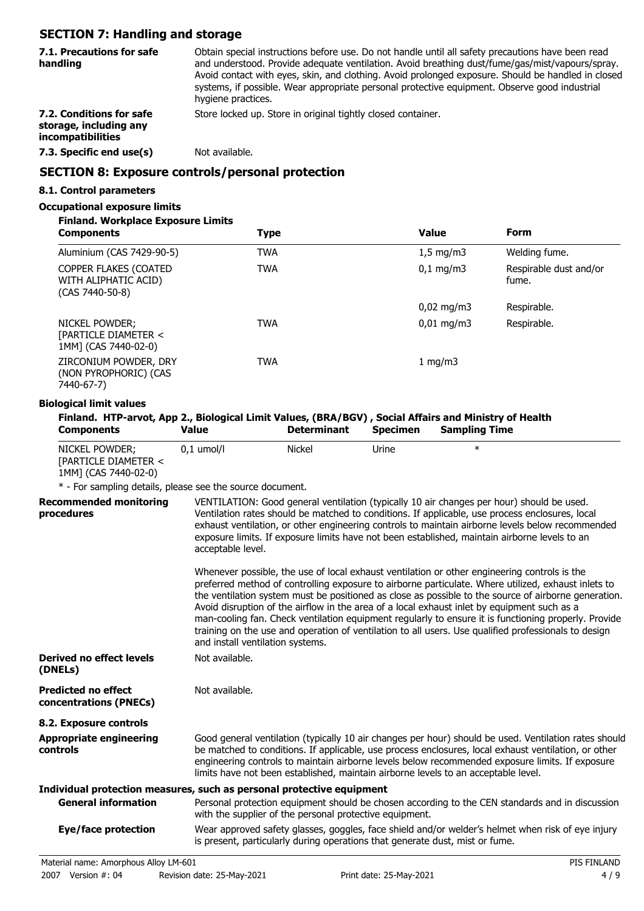## SECTION 7: Handling and storage

**7.1. Precautions for safe handling**

Obtain special instructions before use. Do not handle until all safety precautions have been read and understood. Provide adequate ventilation. Avoid breathing dust/fume/gas/mist/vapours/spray. Avoid contact with eyes, skin, and clothing. Avoid prolonged exposure. Should be handled in closed systems, if possible. Wear appropriate personal protective equipment. Observe good industrial hygiene practices.

**7.2. Conditions for safe storage, including any incompatibilities**

Store locked up. Store in original tightly closed container.

**7.3. Specific end use(s)**

Not available.

## SECTION 8: Exposure controls/personal protection

### 8.1. Control parameters

### Occupational exposure limits

**Finland. Workplace Exposure Limits**

| Components | Type | Value | Form |
|---|---|---|---|
| Aluminium (CAS 7429-90-5) | TWA | 1,5 mg/m3 | Welding fume. |
| COPPER FLAKES (COATED WITH ALIPHATIC ACID) (CAS 7440-50-8) | TWA | 0,1 mg/m3 | Respirable dust and/or fume. |
| | | 0,02 mg/m3 | Respirable. |
| NICKEL POWDER; [PARTICLE DIAMETER < 1MM] (CAS 7440-02-0) | TWA | 0,01 mg/m3 | Respirable. |
| ZIRCONIUM POWDER, DRY (NON PYROPHORIC) (CAS 7440-67-7) | TWA | 1 mg/m3 | |

### Biological limit values

**Finland. HTP-arvot, App 2., Biological Limit Values, (BRA/BGV) , Social Affairs and Ministry of Health**

| Components | Value | Determinant | Specimen | Sampling Time |
|---|---|---|---|---|
| NICKEL POWDER; [PARTICLE DIAMETER < 1MM] (CAS 7440-02-0) | 0,1 umol/l | Nickel | Urine | * |

* - For sampling details, please see the source document.

**Recommended monitoring procedures**

VENTILATION: Good general ventilation (typically 10 air changes per hour) should be used. Ventilation rates should be matched to conditions. If applicable, use process enclosures, local exhaust ventilation, or other engineering controls to maintain airborne levels below recommended exposure limits. If exposure limits have not been established, maintain airborne levels to an acceptable level.

Whenever possible, the use of local exhaust ventilation or other engineering controls is the preferred method of controlling exposure to airborne particulate. Where utilized, exhaust inlets to the ventilation system must be positioned as close as possible to the source of airborne generation. Avoid disruption of the airflow in the area of a local exhaust inlet by equipment such as a man-cooling fan. Check ventilation equipment regularly to ensure it is functioning properly. Provide training on the use and operation of ventilation to all users. Use qualified professionals to design and install ventilation systems.

**Derived no effect levels (DNELs)**

Not available.

**Predicted no effect concentrations (PNECs)**

Not available.

### 8.2. Exposure controls

**Appropriate engineering controls**

Good general ventilation (typically 10 air changes per hour) should be used. Ventilation rates should be matched to conditions. If applicable, use process enclosures, local exhaust ventilation, or other engineering controls to maintain airborne levels below recommended exposure limits. If exposure limits have not been established, maintain airborne levels to an acceptable level.

**Individual protection measures, such as personal protective equipment**

**General information**

Personal protection equipment should be chosen according to the CEN standards and in discussion with the supplier of the personal protective equipment.

**Eye/face protection**

Wear approved safety glasses, goggles, face shield and/or welder's helmet when risk of eye injury is present, particularly during operations that generate dust, mist or fume.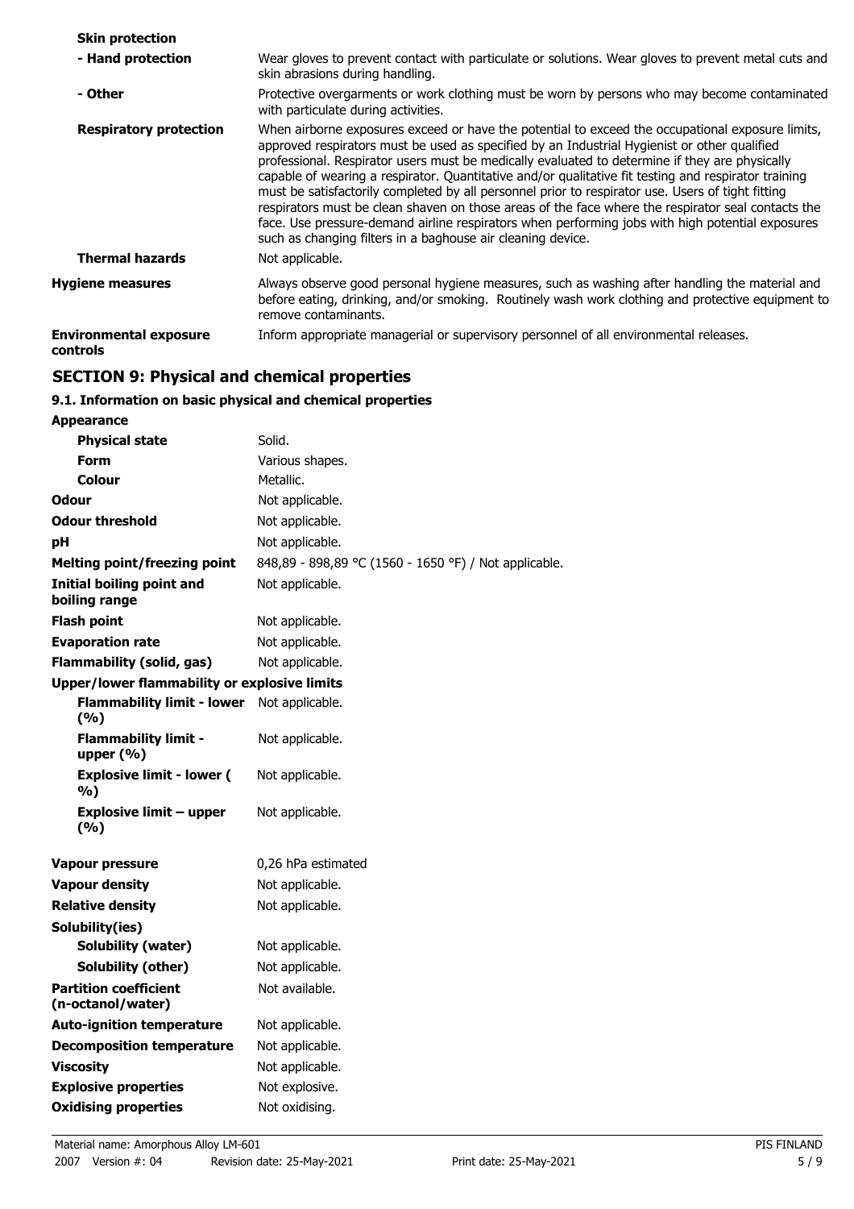| | |
|---|---|
| **Skin protection** | |
| **- Hand protection** | Wear gloves to prevent contact with particulate or solutions. Wear gloves to prevent metal cuts and skin abrasions during handling. |
| **- Other** | Protective overgarments or work clothing must be worn by persons who may become contaminated with particulate during activities. |
| **Respiratory protection** | When airborne exposures exceed or have the potential to exceed the occupational exposure limits, approved respirators must be used as specified by an Industrial Hygienist or other qualified professional. Respirator users must be medically evaluated to determine if they are physically capable of wearing a respirator. Quantitative and/or qualitative fit testing and respirator training must be satisfactorily completed by all personnel prior to respirator use. Users of tight fitting respirators must be clean shaven on those areas of the face where the respirator seal contacts the face. Use pressure-demand airline respirators when performing jobs with high potential exposures such as changing filters in a baghouse air cleaning device. |
| **Thermal hazards** | Not applicable. |
| **Hygiene measures** | Always observe good personal hygiene measures, such as washing after handling the material and before eating, drinking, and/or smoking. Routinely wash work clothing and protective equipment to remove contaminants. |
| **Environmental exposure controls** | Inform appropriate managerial or supervisory personnel of all environmental releases. |

## SECTION 9: Physical and chemical properties

### 9.1. Information on basic physical and chemical properties

| | |
|---|---|
| **Appearance** | |
| **Physical state** | Solid. |
| **Form** | Various shapes. |
| **Colour** | Metallic. |
| **Odour** | Not applicable. |
| **Odour threshold** | Not applicable. |
| **pH** | Not applicable. |
| **Melting point/freezing point** | 848,89 - 898,89 °C (1560 - 1650 °F) / Not applicable. |
| **Initial boiling point and boiling range** | Not applicable. |
| **Flash point** | Not applicable. |
| **Evaporation rate** | Not applicable. |
| **Flammability (solid, gas)** | Not applicable. |
| **Upper/lower flammability or explosive limits** | |
| **Flammability limit - lower (%)** | Not applicable. |
| **Flammability limit - upper (%)** | Not applicable. |
| **Explosive limit - lower (%)** | Not applicable. |
| **Explosive limit – upper (%)** | Not applicable. |
| **Vapour pressure** | 0,26 hPa estimated |
| **Vapour density** | Not applicable. |
| **Relative density** | Not applicable. |
| **Solubility(ies)** | |
| **Solubility (water)** | Not applicable. |
| **Solubility (other)** | Not applicable. |
| **Partition coefficient (n-octanol/water)** | Not available. |
| **Auto-ignition temperature** | Not applicable. |
| **Decomposition temperature** | Not applicable. |
| **Viscosity** | Not applicable. |
| **Explosive properties** | Not explosive. |
| **Oxidising properties** | Not oxidising. |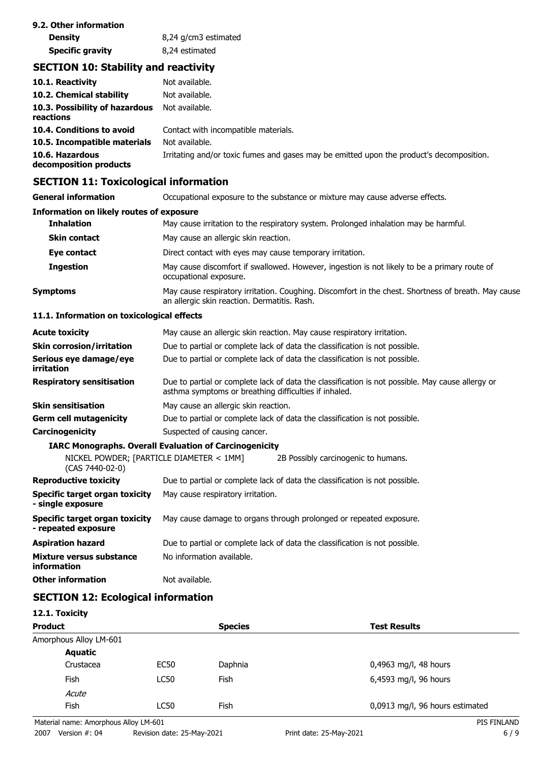**9.2. Other information**

| | |
|---|---|
| **Density** | 8,24 g/cm3 estimated |
| **Specific gravity** | 8,24 estimated |

## SECTION 10: Stability and reactivity

| | |
|---|---|
| **10.1. Reactivity** | Not available. |
| **10.2. Chemical stability** | Not available. |
| **10.3. Possibility of hazardous reactions** | Not available. |
| **10.4. Conditions to avoid** | Contact with incompatible materials. |
| **10.5. Incompatible materials** | Not available. |
| **10.6. Hazardous decomposition products** | Irritating and/or toxic fumes and gases may be emitted upon the product's decomposition. |

## SECTION 11: Toxicological information

| | |
|---|---|
| **General information** | Occupational exposure to the substance or mixture may cause adverse effects. |

**Information on likely routes of exposure**

| | |
|---|---|
| **Inhalation** | May cause irritation to the respiratory system. Prolonged inhalation may be harmful. |
| **Skin contact** | May cause an allergic skin reaction. |
| **Eye contact** | Direct contact with eyes may cause temporary irritation. |
| **Ingestion** | May cause discomfort if swallowed. However, ingestion is not likely to be a primary route of occupational exposure. |
| **Symptoms** | May cause respiratory irritation. Coughing. Discomfort in the chest. Shortness of breath. May cause an allergic skin reaction. Dermatitis. Rash. |

**11.1. Information on toxicological effects**

| | |
|---|---|
| **Acute toxicity** | May cause an allergic skin reaction. May cause respiratory irritation. |
| **Skin corrosion/irritation** | Due to partial or complete lack of data the classification is not possible. |
| **Serious eye damage/eye irritation** | Due to partial or complete lack of data the classification is not possible. |
| **Respiratory sensitisation** | Due to partial or complete lack of data the classification is not possible. May cause allergy or asthma symptoms or breathing difficulties if inhaled. |
| **Skin sensitisation** | May cause an allergic skin reaction. |
| **Germ cell mutagenicity** | Due to partial or complete lack of data the classification is not possible. |
| **Carcinogenicity** | Suspected of causing cancer. |

**IARC Monographs. Overall Evaluation of Carcinogenicity**

| | |
|---|---|
| NICKEL POWDER; [PARTICLE DIAMETER < 1MM] (CAS 7440-02-0) | 2B Possibly carcinogenic to humans. |

| | |
|---|---|
| **Reproductive toxicity** | Due to partial or complete lack of data the classification is not possible. |
| **Specific target organ toxicity - single exposure** | May cause respiratory irritation. |
| **Specific target organ toxicity - repeated exposure** | May cause damage to organs through prolonged or repeated exposure. |
| **Aspiration hazard** | Due to partial or complete lack of data the classification is not possible. |
| **Mixture versus substance information** | No information available. |
| **Other information** | Not available. |

## SECTION 12: Ecological information

**12.1. Toxicity**

| **Product** | | **Species** | **Test Results** |
|---|---|---|---|
| Amorphous Alloy LM-601 | | | |
| **Aquatic** | | | |
| Crustacea | EC50 | Daphnia | 0,4963 mg/l, 48 hours |
| Fish | LC50 | Fish | 6,4593 mg/l, 96 hours |
| *Acute* | | | |
| Fish | LC50 | Fish | 0,0913 mg/l, 96 hours estimated |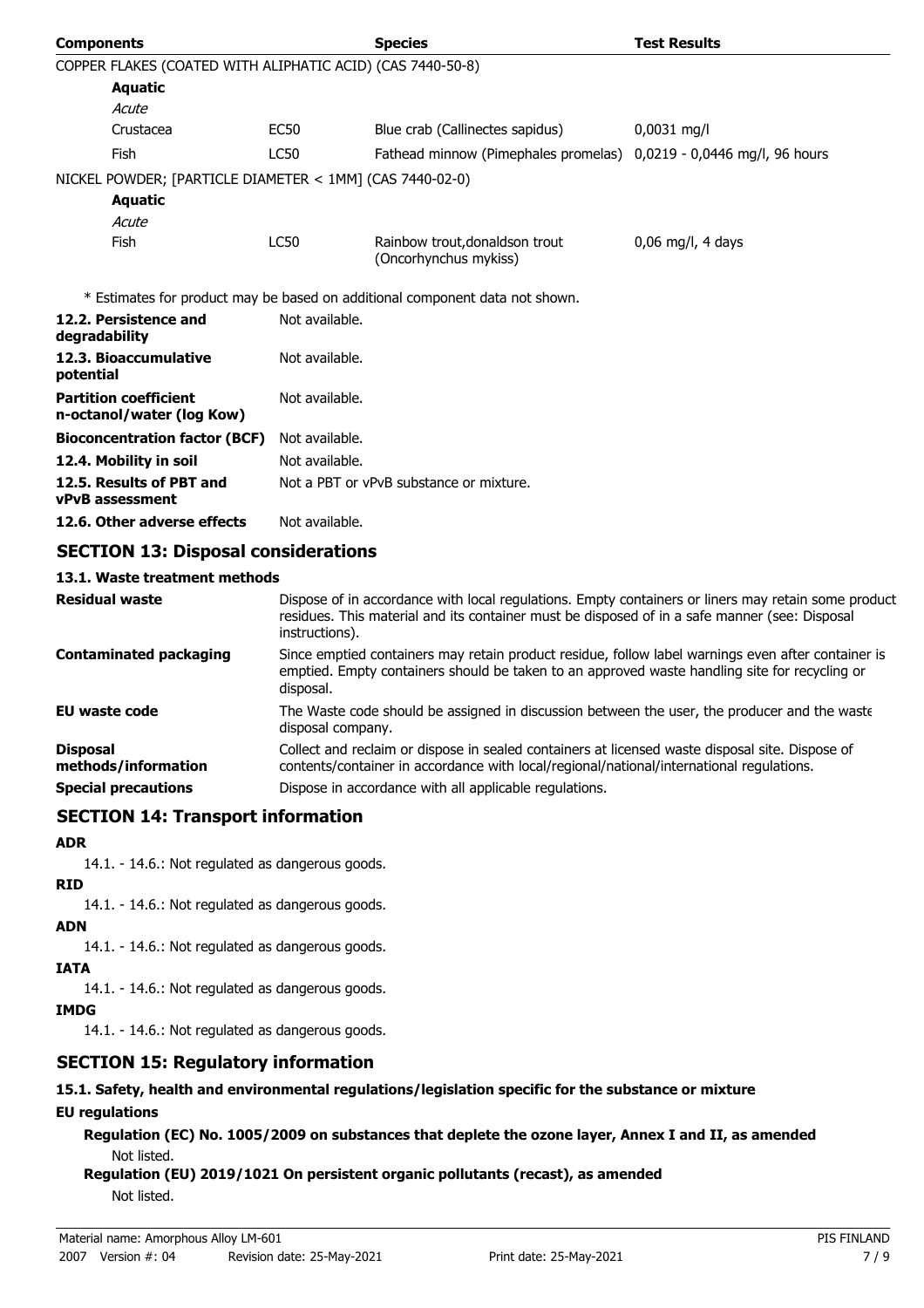| Components | | Species | Test Results |
|---|---|---|---|
| COPPER FLAKES (COATED WITH ALIPHATIC ACID) (CAS 7440-50-8) | | | |
| **Aquatic** | | | |
| *Acute* | | | |
| Crustacea | EC50 | Blue crab (Callinectes sapidus) | 0,0031 mg/l |
| Fish | LC50 | Fathead minnow (Pimephales promelas) | 0,0219 - 0,0446 mg/l, 96 hours |
| NICKEL POWDER; [PARTICLE DIAMETER < 1MM] (CAS 7440-02-0) | | | |
| **Aquatic** | | | |
| *Acute* | | | |
| Fish | LC50 | Rainbow trout,donaldson trout (Oncorhynchus mykiss) | 0,06 mg/l, 4 days |

\* Estimates for product may be based on additional component data not shown.

| | |
|---|---|
| **12.2. Persistence and degradability** | Not available. |
| **12.3. Bioaccumulative potential** | Not available. |
| **Partition coefficient n-octanol/water (log Kow)** | Not available. |
| **Bioconcentration factor (BCF)** | Not available. |
| **12.4. Mobility in soil** | Not available. |
| **12.5. Results of PBT and vPvB assessment** | Not a PBT or vPvB substance or mixture. |
| **12.6. Other adverse effects** | Not available. |

## SECTION 13: Disposal considerations

### 13.1. Waste treatment methods

| | |
|---|---|
| **Residual waste** | Dispose of in accordance with local regulations. Empty containers or liners may retain some product residues. This material and its container must be disposed of in a safe manner (see: Disposal instructions). |
| **Contaminated packaging** | Since emptied containers may retain product residue, follow label warnings even after container is emptied. Empty containers should be taken to an approved waste handling site for recycling or disposal. |
| **EU waste code** | The Waste code should be assigned in discussion between the user, the producer and the waste disposal company. |
| **Disposal methods/information** | Collect and reclaim or dispose in sealed containers at licensed waste disposal site. Dispose of contents/container in accordance with local/regional/national/international regulations. |
| **Special precautions** | Dispose in accordance with all applicable regulations. |

## SECTION 14: Transport information

**ADR**

14.1. - 14.6.: Not regulated as dangerous goods.

**RID**

14.1. - 14.6.: Not regulated as dangerous goods.

**ADN**

14.1. - 14.6.: Not regulated as dangerous goods.

**IATA**

14.1. - 14.6.: Not regulated as dangerous goods.

**IMDG**

14.1. - 14.6.: Not regulated as dangerous goods.

## SECTION 15: Regulatory information

### 15.1. Safety, health and environmental regulations/legislation specific for the substance or mixture

**EU regulations**

**Regulation (EC) No. 1005/2009 on substances that deplete the ozone layer, Annex I and II, as amended**

Not listed.

**Regulation (EU) 2019/1021 On persistent organic pollutants (recast), as amended**

Not listed.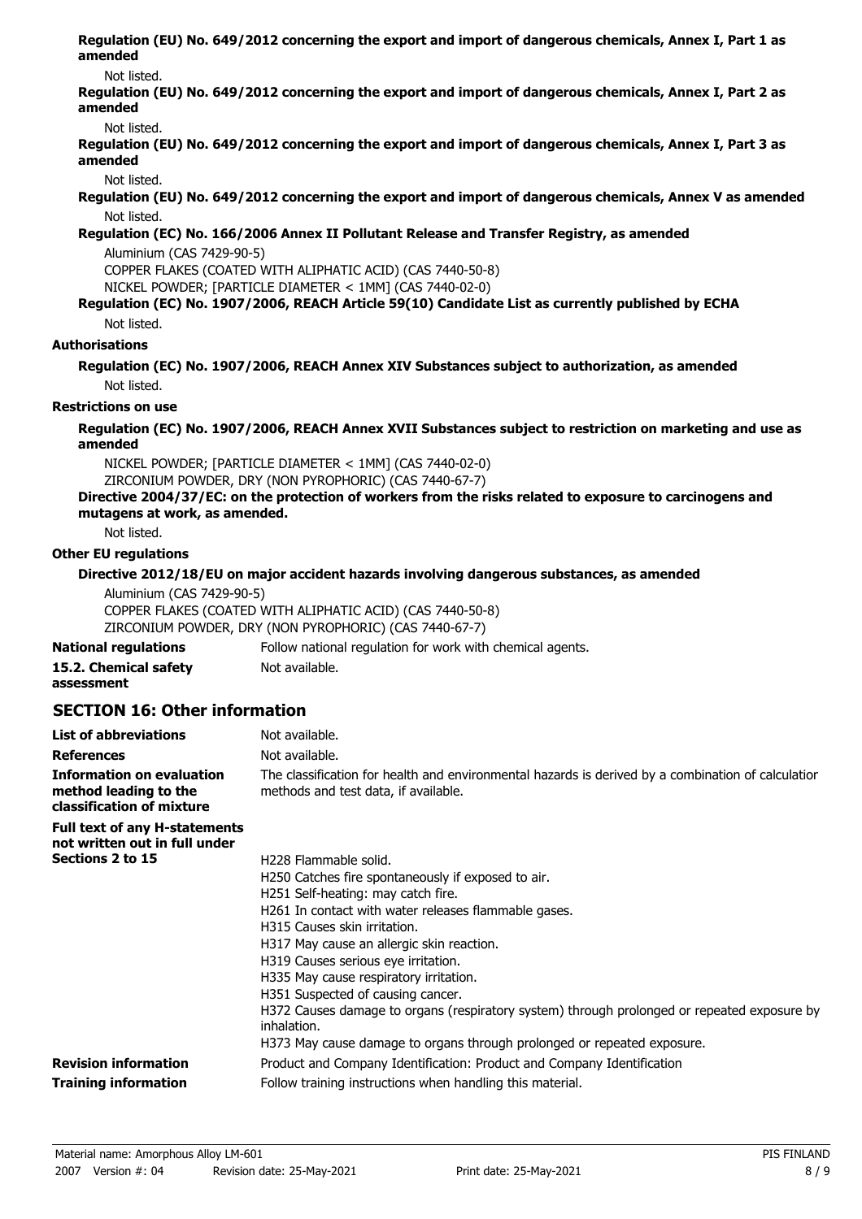**Regulation (EU) No. 649/2012 concerning the export and import of dangerous chemicals, Annex I, Part 1 as amended**

Not listed.

**Regulation (EU) No. 649/2012 concerning the export and import of dangerous chemicals, Annex I, Part 2 as amended**

Not listed.

**Regulation (EU) No. 649/2012 concerning the export and import of dangerous chemicals, Annex I, Part 3 as amended**

Not listed.

**Regulation (EU) No. 649/2012 concerning the export and import of dangerous chemicals, Annex V as amended**

Not listed.

**Regulation (EC) No. 166/2006 Annex II Pollutant Release and Transfer Registry, as amended**

Aluminium (CAS 7429-90-5)
COPPER FLAKES (COATED WITH ALIPHATIC ACID) (CAS 7440-50-8)
NICKEL POWDER; [PARTICLE DIAMETER < 1MM] (CAS 7440-02-0)

**Regulation (EC) No. 1907/2006, REACH Article 59(10) Candidate List as currently published by ECHA**

Not listed.

**Authorisations**

**Regulation (EC) No. 1907/2006, REACH Annex XIV Substances subject to authorization, as amended**

Not listed.

**Restrictions on use**

**Regulation (EC) No. 1907/2006, REACH Annex XVII Substances subject to restriction on marketing and use as amended**

NICKEL POWDER; [PARTICLE DIAMETER < 1MM] (CAS 7440-02-0)
ZIRCONIUM POWDER, DRY (NON PYROPHORIC) (CAS 7440-67-7)

**Directive 2004/37/EC: on the protection of workers from the risks related to exposure to carcinogens and mutagens at work, as amended.**

Not listed.

**Other EU regulations**

**Directive 2012/18/EU on major accident hazards involving dangerous substances, as amended**

Aluminium (CAS 7429-90-5)
COPPER FLAKES (COATED WITH ALIPHATIC ACID) (CAS 7440-50-8)
ZIRCONIUM POWDER, DRY (NON PYROPHORIC) (CAS 7440-67-7)

**National regulations** Follow national regulation for work with chemical agents.

**15.2. Chemical safety assessment** Not available.

## SECTION 16: Other information

**List of abbreviations** Not available.

**References** Not available.

**Information on evaluation method leading to the classification of mixture** The classification for health and environmental hazards is derived by a combination of calculation methods and test data, if available.

**Full text of any H-statements not written out in full under Sections 2 to 15**

H228 Flammable solid.
H250 Catches fire spontaneously if exposed to air.
H251 Self-heating: may catch fire.
H261 In contact with water releases flammable gases.
H315 Causes skin irritation.
H317 May cause an allergic skin reaction.
H319 Causes serious eye irritation.
H335 May cause respiratory irritation.
H351 Suspected of causing cancer.
H372 Causes damage to organs (respiratory system) through prolonged or repeated exposure by inhalation.
H373 May cause damage to organs through prolonged or repeated exposure.

**Revision information** Product and Company Identification: Product and Company Identification

**Training information** Follow training instructions when handling this material.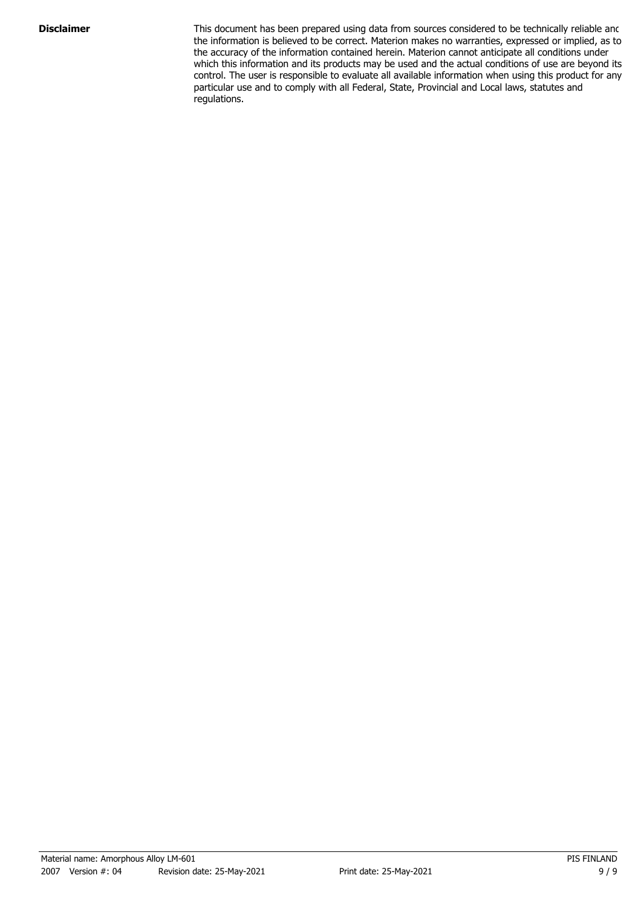**Disclaimer**

This document has been prepared using data from sources considered to be technically reliable and the information is believed to be correct. Materion makes no warranties, expressed or implied, as to the accuracy of the information contained herein. Materion cannot anticipate all conditions under which this information and its products may be used and the actual conditions of use are beyond its control. The user is responsible to evaluate all available information when using this product for any particular use and to comply with all Federal, State, Provincial and Local laws, statutes and regulations.